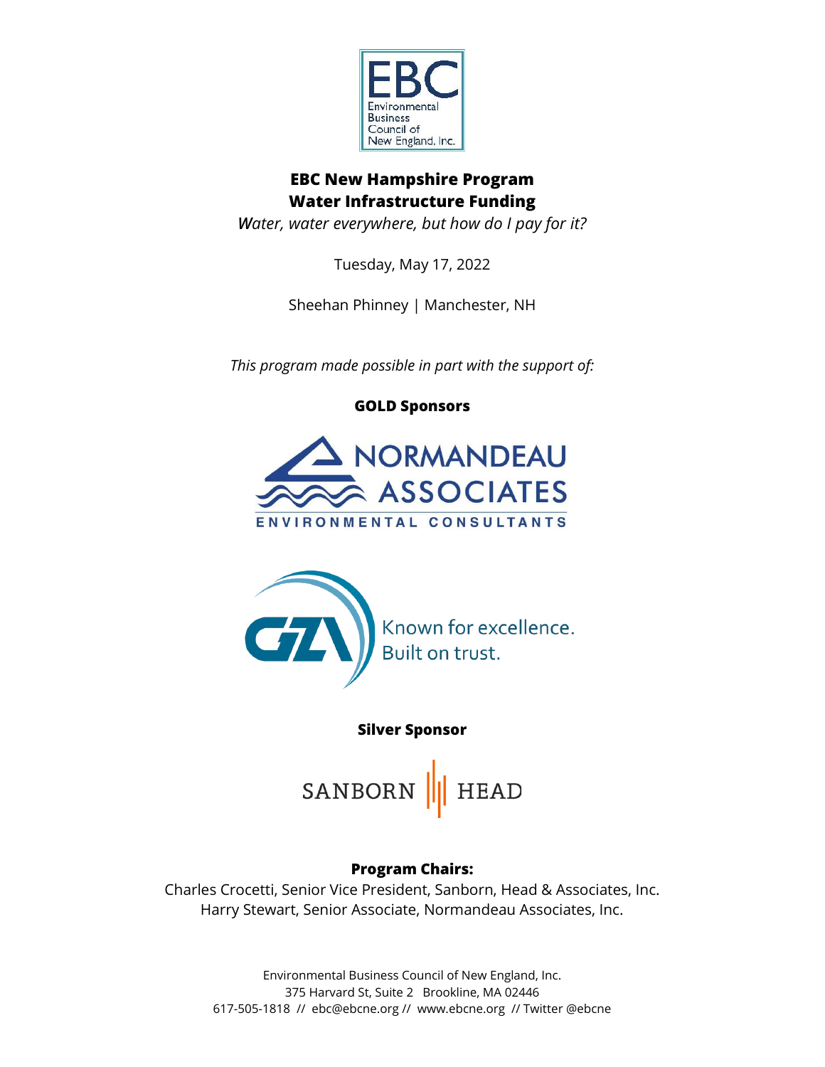# EBC New Hampshire Program
# Water Infrastructure Funding

*Water, water everywhere, but how do I pay for it?*

Tuesday, May 17, 2022

Sheehan Phinney | Manchester, NH

*This program made possible in part with the support of:*

**GOLD Sponsors**

NORMANDEAU ASSOCIATES
ENVIRONMENTAL CONSULTANTS

GZA Known for excellence. Built on trust.

**Silver Sponsor**

SANBORN HEAD

**Program Chairs:**

Charles Crocetti, Senior Vice President, Sanborn, Head & Associates, Inc.
Harry Stewart, Senior Associate, Normandeau Associates, Inc.

Environmental Business Council of New England, Inc.
375 Harvard St, Suite 2 Brookline, MA 02446
617-505-1818 // ebc@ebcne.org // www.ebcne.org // Twitter @ebcne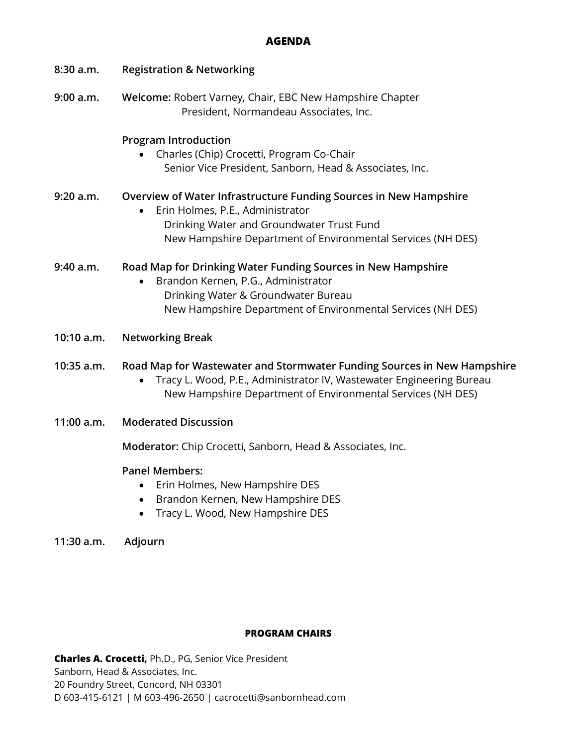## AGENDA

**8:30 a.m.** **Registration & Networking**

**9:00 a.m.** **Welcome:** Robert Varney, Chair, EBC New Hampshire Chapter
President, Normandeau Associates, Inc.

**Program Introduction**

- Charles (Chip) Crocetti, Program Co-Chair
  Senior Vice President, Sanborn, Head & Associates, Inc.

**9:20 a.m.** **Overview of Water Infrastructure Funding Sources in New Hampshire**

- Erin Holmes, P.E., Administrator
  Drinking Water and Groundwater Trust Fund
  New Hampshire Department of Environmental Services (NH DES)

**9:40 a.m.** **Road Map for Drinking Water Funding Sources in New Hampshire**

- Brandon Kernen, P.G., Administrator
  Drinking Water & Groundwater Bureau
  New Hampshire Department of Environmental Services (NH DES)

**10:10 a.m.** **Networking Break**

**10:35 a.m.** **Road Map for Wastewater and Stormwater Funding Sources in New Hampshire**

- Tracy L. Wood, P.E., Administrator IV, Wastewater Engineering Bureau
  New Hampshire Department of Environmental Services (NH DES)

**11:00 a.m.** **Moderated Discussion**

**Moderator:** Chip Crocetti, Sanborn, Head & Associates, Inc.

**Panel Members:**

- Erin Holmes, New Hampshire DES
- Brandon Kernen, New Hampshire DES
- Tracy L. Wood, New Hampshire DES

**11:30 a.m.** **Adjourn**

## PROGRAM CHAIRS

**Charles A. Crocetti,** Ph.D., PG, Senior Vice President
Sanborn, Head & Associates, Inc.
20 Foundry Street, Concord, NH 03301
D 603-415-6121 | M 603-496-2650 | cacrocetti@sanbornhead.com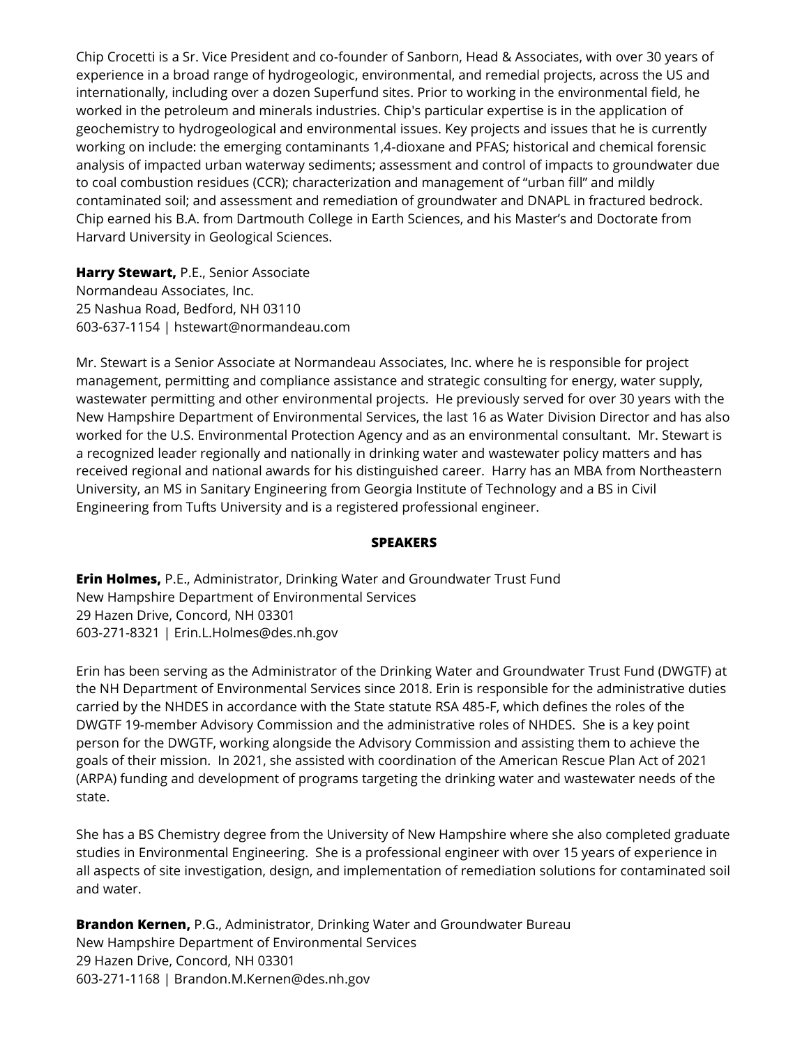Chip Crocetti is a Sr. Vice President and co-founder of Sanborn, Head & Associates, with over 30 years of experience in a broad range of hydrogeologic, environmental, and remedial projects, across the US and internationally, including over a dozen Superfund sites. Prior to working in the environmental field, he worked in the petroleum and minerals industries. Chip's particular expertise is in the application of geochemistry to hydrogeological and environmental issues. Key projects and issues that he is currently working on include: the emerging contaminants 1,4-dioxane and PFAS; historical and chemical forensic analysis of impacted urban waterway sediments; assessment and control of impacts to groundwater due to coal combustion residues (CCR); characterization and management of "urban fill" and mildly contaminated soil; and assessment and remediation of groundwater and DNAPL in fractured bedrock. Chip earned his B.A. from Dartmouth College in Earth Sciences, and his Master's and Doctorate from Harvard University in Geological Sciences.

**Harry Stewart,** P.E., Senior Associate
Normandeau Associates, Inc.
25 Nashua Road, Bedford, NH 03110
603-637-1154 | hstewart@normandeau.com

Mr. Stewart is a Senior Associate at Normandeau Associates, Inc. where he is responsible for project management, permitting and compliance assistance and strategic consulting for energy, water supply, wastewater permitting and other environmental projects. He previously served for over 30 years with the New Hampshire Department of Environmental Services, the last 16 as Water Division Director and has also worked for the U.S. Environmental Protection Agency and as an environmental consultant. Mr. Stewart is a recognized leader regionally and nationally in drinking water and wastewater policy matters and has received regional and national awards for his distinguished career. Harry has an MBA from Northeastern University, an MS in Sanitary Engineering from Georgia Institute of Technology and a BS in Civil Engineering from Tufts University and is a registered professional engineer.

## SPEAKERS

**Erin Holmes,** P.E., Administrator, Drinking Water and Groundwater Trust Fund
New Hampshire Department of Environmental Services
29 Hazen Drive, Concord, NH 03301
603-271-8321 | Erin.L.Holmes@des.nh.gov

Erin has been serving as the Administrator of the Drinking Water and Groundwater Trust Fund (DWGTF) at the NH Department of Environmental Services since 2018. Erin is responsible for the administrative duties carried by the NHDES in accordance with the State statute RSA 485-F, which defines the roles of the DWGTF 19-member Advisory Commission and the administrative roles of NHDES. She is a key point person for the DWGTF, working alongside the Advisory Commission and assisting them to achieve the goals of their mission. In 2021, she assisted with coordination of the American Rescue Plan Act of 2021 (ARPA) funding and development of programs targeting the drinking water and wastewater needs of the state.

She has a BS Chemistry degree from the University of New Hampshire where she also completed graduate studies in Environmental Engineering. She is a professional engineer with over 15 years of experience in all aspects of site investigation, design, and implementation of remediation solutions for contaminated soil and water.

**Brandon Kernen,** P.G., Administrator, Drinking Water and Groundwater Bureau
New Hampshire Department of Environmental Services
29 Hazen Drive, Concord, NH 03301
603-271-1168 | Brandon.M.Kernen@des.nh.gov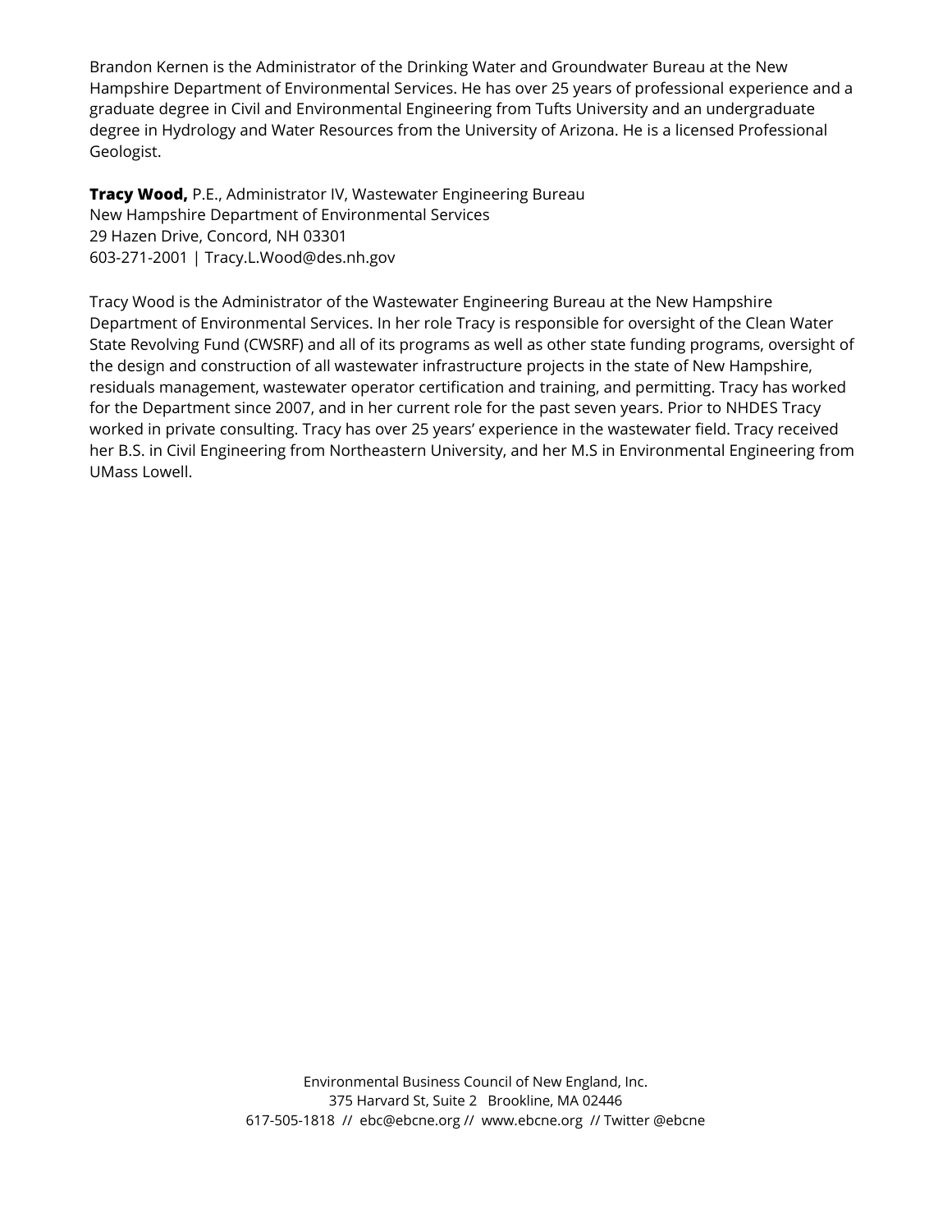Brandon Kernen is the Administrator of the Drinking Water and Groundwater Bureau at the New Hampshire Department of Environmental Services. He has over 25 years of professional experience and a graduate degree in Civil and Environmental Engineering from Tufts University and an undergraduate degree in Hydrology and Water Resources from the University of Arizona. He is a licensed Professional Geologist.

**Tracy Wood,** P.E., Administrator IV, Wastewater Engineering Bureau
New Hampshire Department of Environmental Services
29 Hazen Drive, Concord, NH 03301
603-271-2001 | Tracy.L.Wood@des.nh.gov

Tracy Wood is the Administrator of the Wastewater Engineering Bureau at the New Hampshire Department of Environmental Services. In her role Tracy is responsible for oversight of the Clean Water State Revolving Fund (CWSRF) and all of its programs as well as other state funding programs, oversight of the design and construction of all wastewater infrastructure projects in the state of New Hampshire, residuals management, wastewater operator certification and training, and permitting. Tracy has worked for the Department since 2007, and in her current role for the past seven years. Prior to NHDES Tracy worked in private consulting. Tracy has over 25 years' experience in the wastewater field. Tracy received her B.S. in Civil Engineering from Northeastern University, and her M.S in Environmental Engineering from UMass Lowell.

Environmental Business Council of New England, Inc.
375 Harvard St, Suite 2 Brookline, MA 02446
617-505-1818 // ebc@ebcne.org // www.ebcne.org // Twitter @ebcne